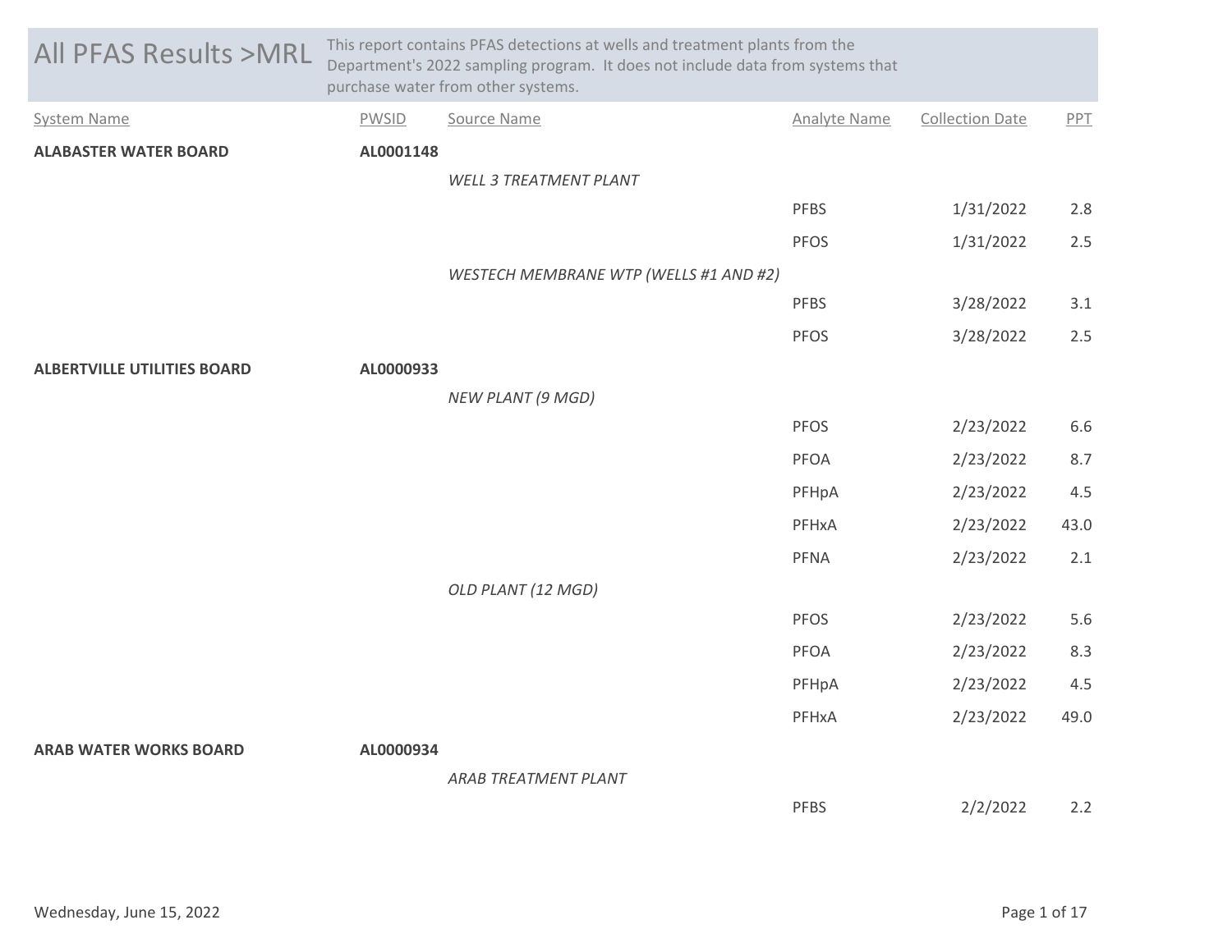# All PFAS Results >MRL

This report contains PFAS detections at wells and treatment plants from the Department's 2022 sampling program. It does not include data from systems that purchase water from other systems.

| System Name | PWSID | Source Name | Analyte Name | Collection Date | PPT |
|---|---|---|---|---|---|
| **ALABASTER WATER BOARD** | **AL0001148** | | | | |
| | | *WELL 3 TREATMENT PLANT* | | | |
| | | | PFBS | 1/31/2022 | 2.8 |
| | | | PFOS | 1/31/2022 | 2.5 |
| | | *WESTECH MEMBRANE WTP (WELLS #1 AND #2)* | | | |
| | | | PFBS | 3/28/2022 | 3.1 |
| | | | PFOS | 3/28/2022 | 2.5 |
| **ALBERTVILLE UTILITIES BOARD** | **AL0000933** | | | | |
| | | *NEW PLANT (9 MGD)* | | | |
| | | | PFOS | 2/23/2022 | 6.6 |
| | | | PFOA | 2/23/2022 | 8.7 |
| | | | PFHpA | 2/23/2022 | 4.5 |
| | | | PFHxA | 2/23/2022 | 43.0 |
| | | | PFNA | 2/23/2022 | 2.1 |
| | | *OLD PLANT (12 MGD)* | | | |
| | | | PFOS | 2/23/2022 | 5.6 |
| | | | PFOA | 2/23/2022 | 8.3 |
| | | | PFHpA | 2/23/2022 | 4.5 |
| | | | PFHxA | 2/23/2022 | 49.0 |
| **ARAB WATER WORKS BOARD** | **AL0000934** | | | | |
| | | *ARAB TREATMENT PLANT* | | | |
| | | | PFBS | 2/2/2022 | 2.2 |

Wednesday, June 15, 2022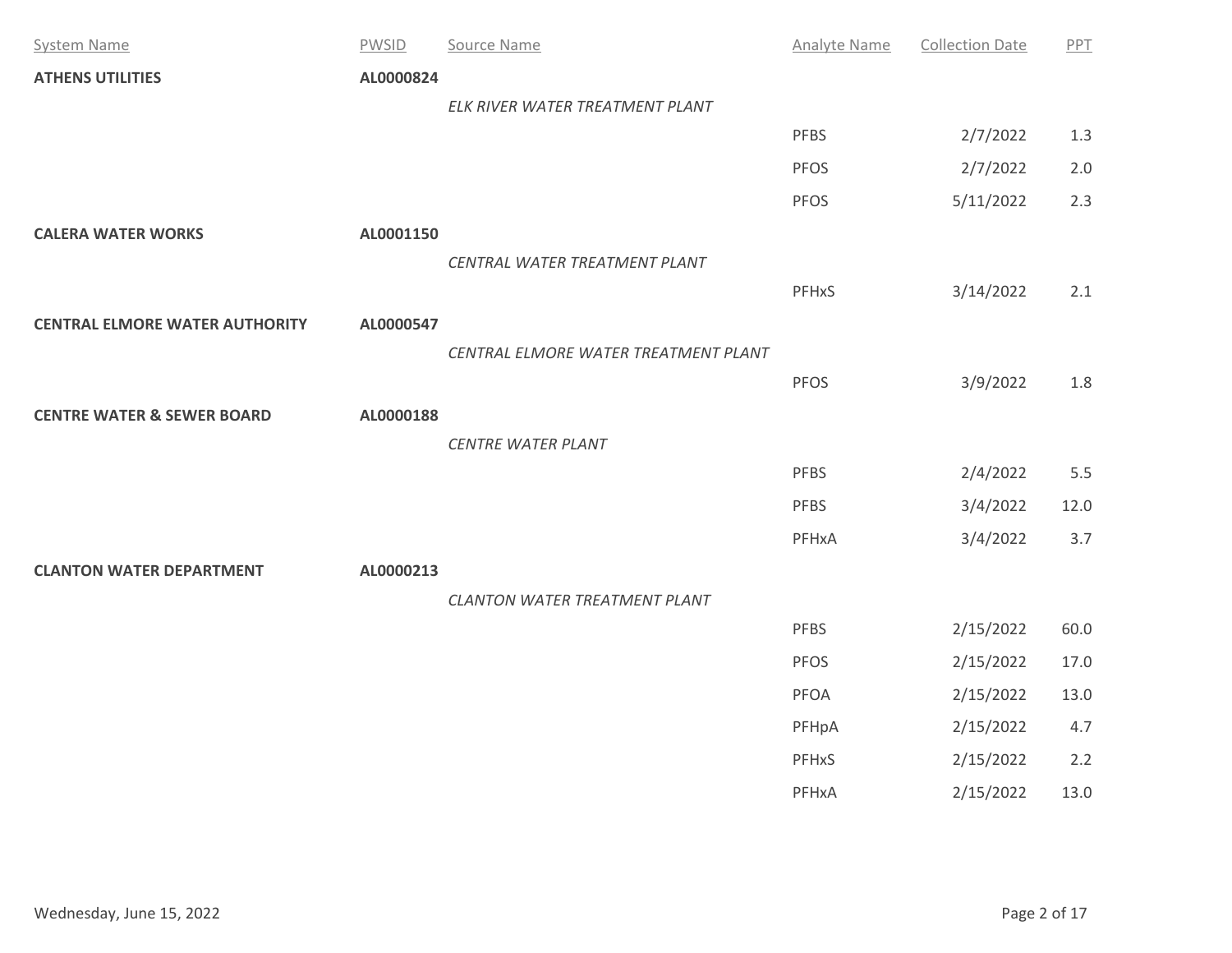| System Name | PWSID | Source Name | Analyte Name | Collection Date | PPT |
|---|---|---|---|---|---|
| **ATHENS UTILITIES** | **AL0000824** | | | | |
| | | *ELK RIVER WATER TREATMENT PLANT* | | | |
| | | | PFBS | 2/7/2022 | 1.3 |
| | | | PFOS | 2/7/2022 | 2.0 |
| | | | PFOS | 5/11/2022 | 2.3 |
| **CALERA WATER WORKS** | **AL0001150** | | | | |
| | | *CENTRAL WATER TREATMENT PLANT* | | | |
| | | | PFHxS | 3/14/2022 | 2.1 |
| **CENTRAL ELMORE WATER AUTHORITY** | **AL0000547** | | | | |
| | | *CENTRAL ELMORE WATER TREATMENT PLANT* | | | |
| | | | PFOS | 3/9/2022 | 1.8 |
| **CENTRE WATER & SEWER BOARD** | **AL0000188** | | | | |
| | | *CENTRE WATER PLANT* | | | |
| | | | PFBS | 2/4/2022 | 5.5 |
| | | | PFBS | 3/4/2022 | 12.0 |
| | | | PFHxA | 3/4/2022 | 3.7 |
| **CLANTON WATER DEPARTMENT** | **AL0000213** | | | | |
| | | *CLANTON WATER TREATMENT PLANT* | | | |
| | | | PFBS | 2/15/2022 | 60.0 |
| | | | PFOS | 2/15/2022 | 17.0 |
| | | | PFOA | 2/15/2022 | 13.0 |
| | | | PFHpA | 2/15/2022 | 4.7 |
| | | | PFHxS | 2/15/2022 | 2.2 |
| | | | PFHxA | 2/15/2022 | 13.0 |

Wednesday, June 15, 2022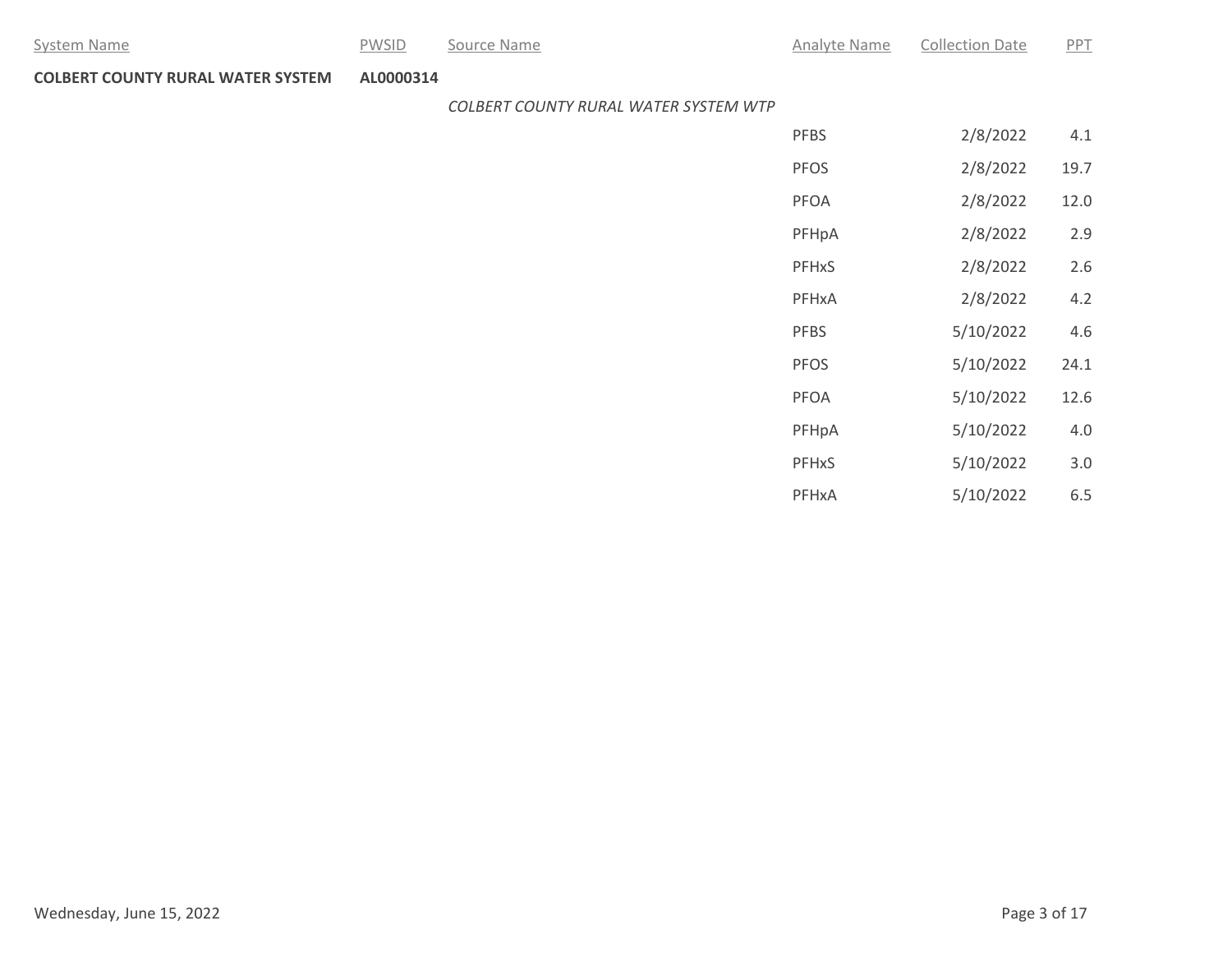| System Name | PWSID | Source Name | Analyte Name | Collection Date | PPT |
|---|---|---|---|---|---|
| **COLBERT COUNTY RURAL WATER SYSTEM** | **AL0000314** | | | | |
| | | *COLBERT COUNTY RURAL WATER SYSTEM WTP* | | | |
| | | | PFBS | 2/8/2022 | 4.1 |
| | | | PFOS | 2/8/2022 | 19.7 |
| | | | PFOA | 2/8/2022 | 12.0 |
| | | | PFHpA | 2/8/2022 | 2.9 |
| | | | PFHxS | 2/8/2022 | 2.6 |
| | | | PFHxA | 2/8/2022 | 4.2 |
| | | | PFBS | 5/10/2022 | 4.6 |
| | | | PFOS | 5/10/2022 | 24.1 |
| | | | PFOA | 5/10/2022 | 12.6 |
| | | | PFHpA | 5/10/2022 | 4.0 |
| | | | PFHxS | 5/10/2022 | 3.0 |
| | | | PFHxA | 5/10/2022 | 6.5 |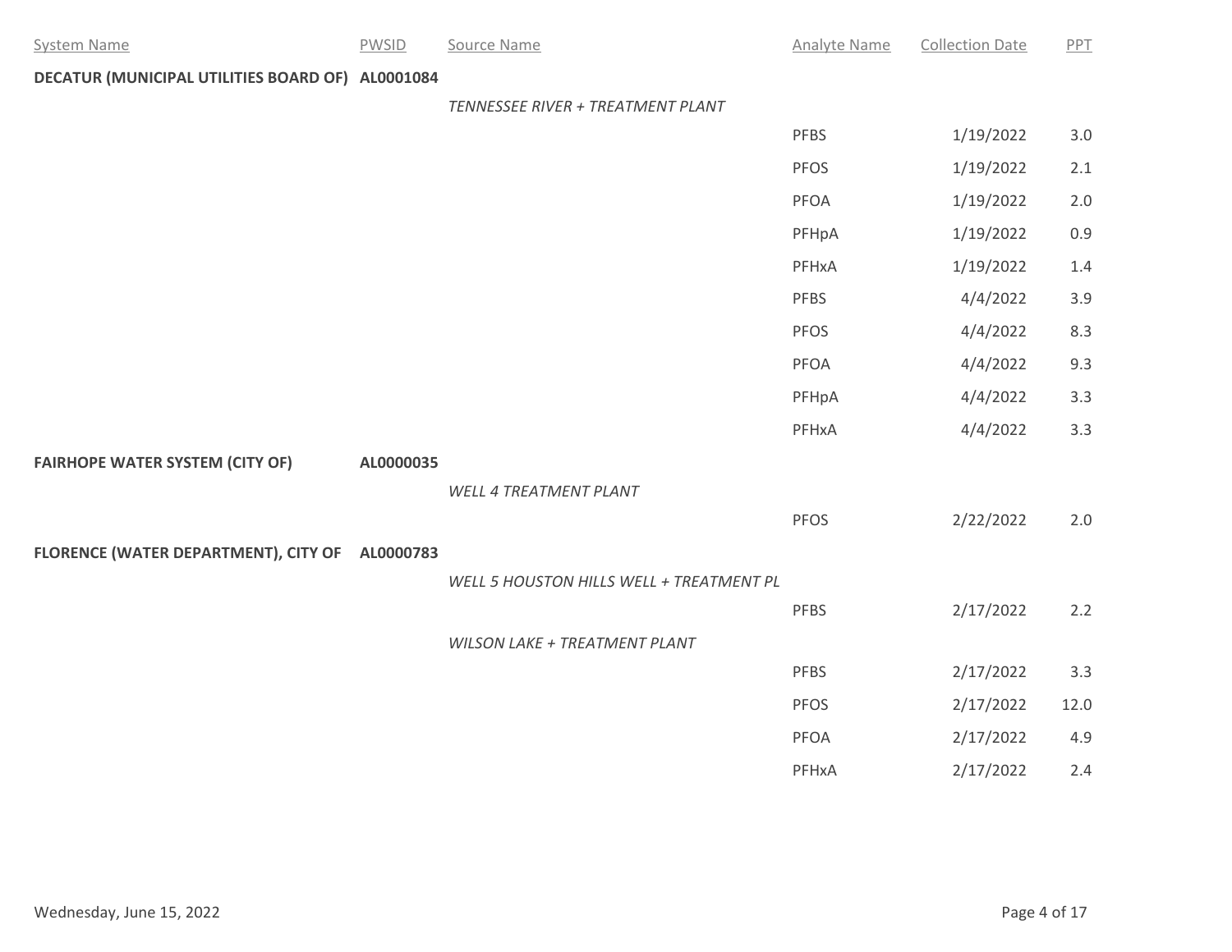| System Name | PWSID | Source Name | Analyte Name | Collection Date | PPT |
|---|---|---|---|---|---|
| **DECATUR (MUNICIPAL UTILITIES BOARD OF)** | **AL0001084** | | | | |
| | | *TENNESSEE RIVER + TREATMENT PLANT* | | | |
| | | | PFBS | 1/19/2022 | 3.0 |
| | | | PFOS | 1/19/2022 | 2.1 |
| | | | PFOA | 1/19/2022 | 2.0 |
| | | | PFHpA | 1/19/2022 | 0.9 |
| | | | PFHxA | 1/19/2022 | 1.4 |
| | | | PFBS | 4/4/2022 | 3.9 |
| | | | PFOS | 4/4/2022 | 8.3 |
| | | | PFOA | 4/4/2022 | 9.3 |
| | | | PFHpA | 4/4/2022 | 3.3 |
| | | | PFHxA | 4/4/2022 | 3.3 |
| **FAIRHOPE WATER SYSTEM (CITY OF)** | **AL0000035** | | | | |
| | | *WELL 4 TREATMENT PLANT* | | | |
| | | | PFOS | 2/22/2022 | 2.0 |
| **FLORENCE (WATER DEPARTMENT), CITY OF** | **AL0000783** | | | | |
| | | *WELL 5 HOUSTON HILLS WELL + TREATMENT PL* | | | |
| | | | PFBS | 2/17/2022 | 2.2 |
| | | *WILSON LAKE + TREATMENT PLANT* | | | |
| | | | PFBS | 2/17/2022 | 3.3 |
| | | | PFOS | 2/17/2022 | 12.0 |
| | | | PFOA | 2/17/2022 | 4.9 |
| | | | PFHxA | 2/17/2022 | 2.4 |

Wednesday, June 15, 2022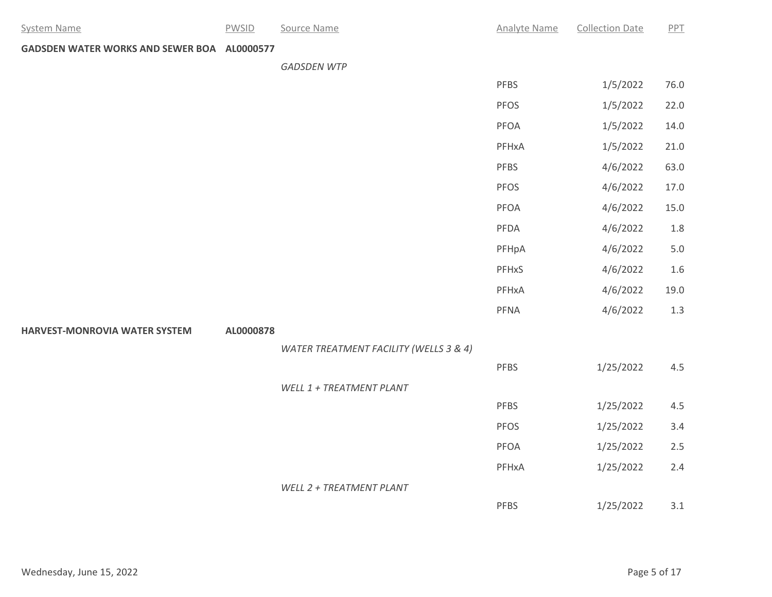| System Name | PWSID | Source Name | Analyte Name | Collection Date | PPT |
|---|---|---|---|---|---|
| **GADSDEN WATER WORKS AND SEWER BOA** | **AL0000577** | | | | |
| | | *GADSDEN WTP* | | | |
| | | | PFBS | 1/5/2022 | 76.0 |
| | | | PFOS | 1/5/2022 | 22.0 |
| | | | PFOA | 1/5/2022 | 14.0 |
| | | | PFHxA | 1/5/2022 | 21.0 |
| | | | PFBS | 4/6/2022 | 63.0 |
| | | | PFOS | 4/6/2022 | 17.0 |
| | | | PFOA | 4/6/2022 | 15.0 |
| | | | PFDA | 4/6/2022 | 1.8 |
| | | | PFHpA | 4/6/2022 | 5.0 |
| | | | PFHxS | 4/6/2022 | 1.6 |
| | | | PFHxA | 4/6/2022 | 19.0 |
| | | | PFNA | 4/6/2022 | 1.3 |
| **HARVEST-MONROVIA WATER SYSTEM** | **AL0000878** | | | | |
| | | *WATER TREATMENT FACILITY (WELLS 3 & 4)* | | | |
| | | | PFBS | 1/25/2022 | 4.5 |
| | | *WELL 1 + TREATMENT PLANT* | | | |
| | | | PFBS | 1/25/2022 | 4.5 |
| | | | PFOS | 1/25/2022 | 3.4 |
| | | | PFOA | 1/25/2022 | 2.5 |
| | | | PFHxA | 1/25/2022 | 2.4 |
| | | *WELL 2 + TREATMENT PLANT* | | | |
| | | | PFBS | 1/25/2022 | 3.1 |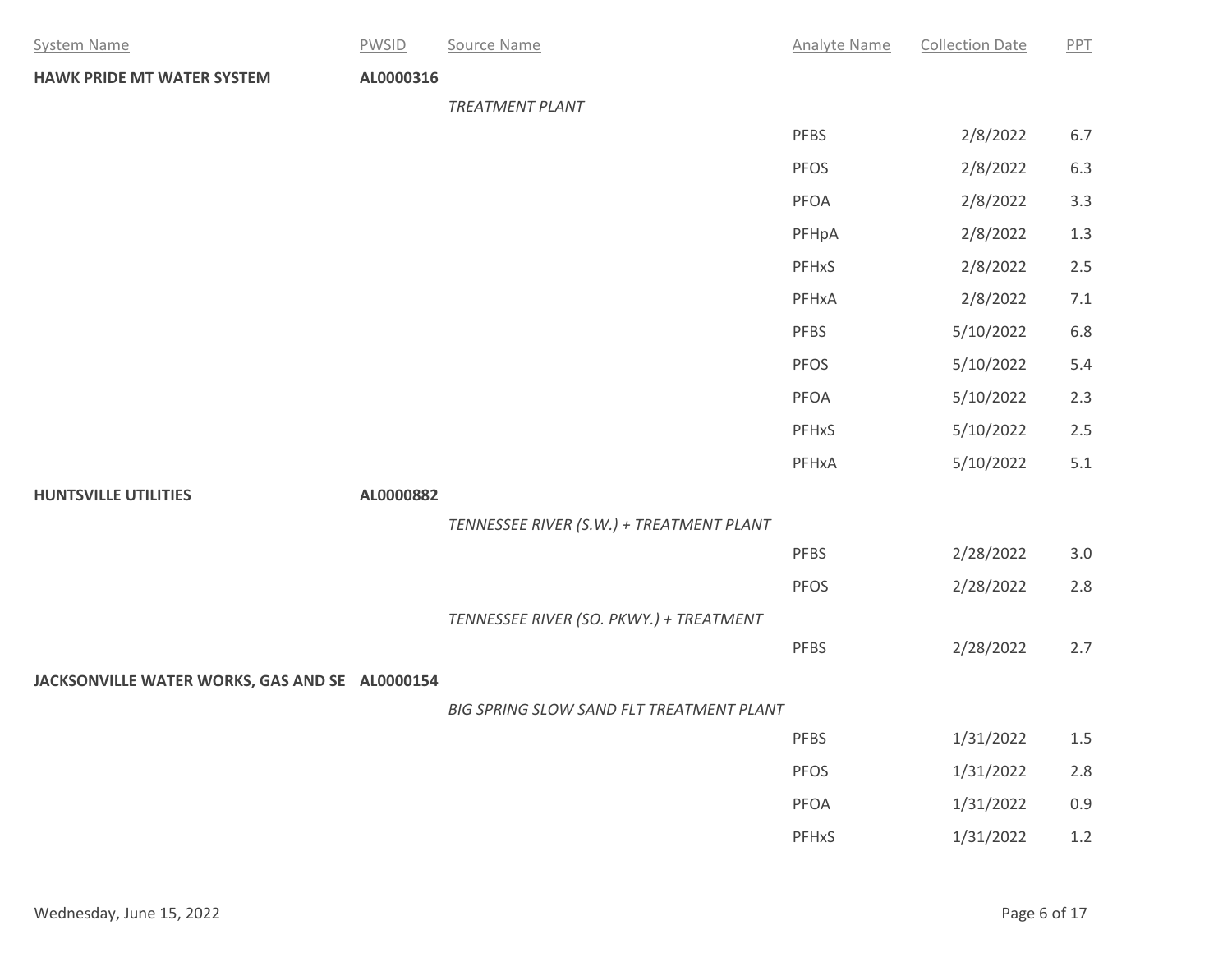| System Name | PWSID | Source Name | Analyte Name | Collection Date | PPT |
|---|---|---|---|---|---|
| **HAWK PRIDE MT WATER SYSTEM** | **AL0000316** | | | | |
| | | *TREATMENT PLANT* | | | |
| | | | PFBS | 2/8/2022 | 6.7 |
| | | | PFOS | 2/8/2022 | 6.3 |
| | | | PFOA | 2/8/2022 | 3.3 |
| | | | PFHpA | 2/8/2022 | 1.3 |
| | | | PFHxS | 2/8/2022 | 2.5 |
| | | | PFHxA | 2/8/2022 | 7.1 |
| | | | PFBS | 5/10/2022 | 6.8 |
| | | | PFOS | 5/10/2022 | 5.4 |
| | | | PFOA | 5/10/2022 | 2.3 |
| | | | PFHxS | 5/10/2022 | 2.5 |
| | | | PFHxA | 5/10/2022 | 5.1 |
| **HUNTSVILLE UTILITIES** | **AL0000882** | | | | |
| | | *TENNESSEE RIVER (S.W.) + TREATMENT PLANT* | | | |
| | | | PFBS | 2/28/2022 | 3.0 |
| | | | PFOS | 2/28/2022 | 2.8 |
| | | *TENNESSEE RIVER (SO. PKWY.) + TREATMENT* | | | |
| | | | PFBS | 2/28/2022 | 2.7 |
| **JACKSONVILLE WATER WORKS, GAS AND SE** | **AL0000154** | | | | |
| | | *BIG SPRING SLOW SAND FLT TREATMENT PLANT* | | | |
| | | | PFBS | 1/31/2022 | 1.5 |
| | | | PFOS | 1/31/2022 | 2.8 |
| | | | PFOA | 1/31/2022 | 0.9 |
| | | | PFHxS | 1/31/2022 | 1.2 |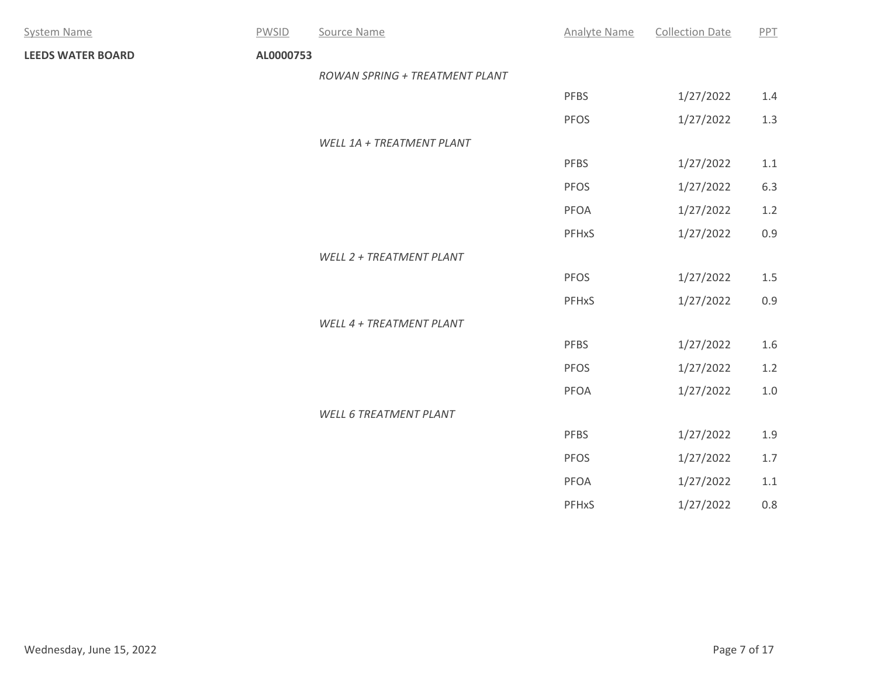| System Name | PWSID | Source Name | Analyte Name | Collection Date | PPT |
|---|---|---|---|---|---|
| **LEEDS WATER BOARD** | **AL0000753** | | | | |
| | | *ROWAN SPRING + TREATMENT PLANT* | | | |
| | | | PFBS | 1/27/2022 | 1.4 |
| | | | PFOS | 1/27/2022 | 1.3 |
| | | *WELL 1A + TREATMENT PLANT* | | | |
| | | | PFBS | 1/27/2022 | 1.1 |
| | | | PFOS | 1/27/2022 | 6.3 |
| | | | PFOA | 1/27/2022 | 1.2 |
| | | | PFHxS | 1/27/2022 | 0.9 |
| | | *WELL 2 + TREATMENT PLANT* | | | |
| | | | PFOS | 1/27/2022 | 1.5 |
| | | | PFHxS | 1/27/2022 | 0.9 |
| | | *WELL 4 + TREATMENT PLANT* | | | |
| | | | PFBS | 1/27/2022 | 1.6 |
| | | | PFOS | 1/27/2022 | 1.2 |
| | | | PFOA | 1/27/2022 | 1.0 |
| | | *WELL 6 TREATMENT PLANT* | | | |
| | | | PFBS | 1/27/2022 | 1.9 |
| | | | PFOS | 1/27/2022 | 1.7 |
| | | | PFOA | 1/27/2022 | 1.1 |
| | | | PFHxS | 1/27/2022 | 0.8 |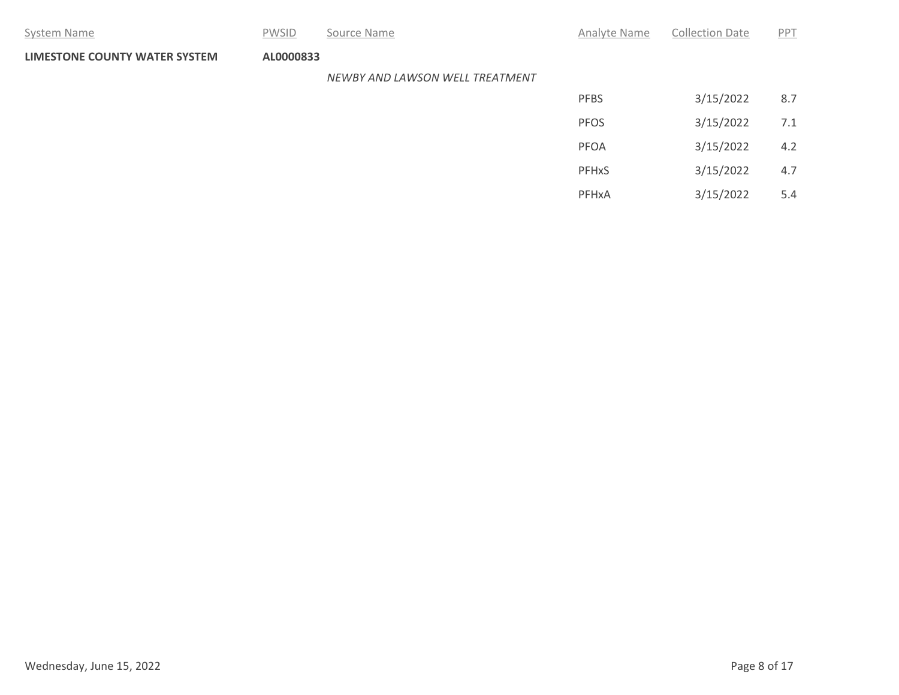| System Name | PWSID | Source Name | Analyte Name | Collection Date | PPT |
|---|---|---|---|---|---|
| **LIMESTONE COUNTY WATER SYSTEM** | **AL0000833** | | | | |
| | | *NEWBY AND LAWSON WELL TREATMENT* | | | |
| | | | PFBS | 3/15/2022 | 8.7 |
| | | | PFOS | 3/15/2022 | 7.1 |
| | | | PFOA | 3/15/2022 | 4.2 |
| | | | PFHxS | 3/15/2022 | 4.7 |
| | | | PFHxA | 3/15/2022 | 5.4 |

Wednesday, June 15, 2022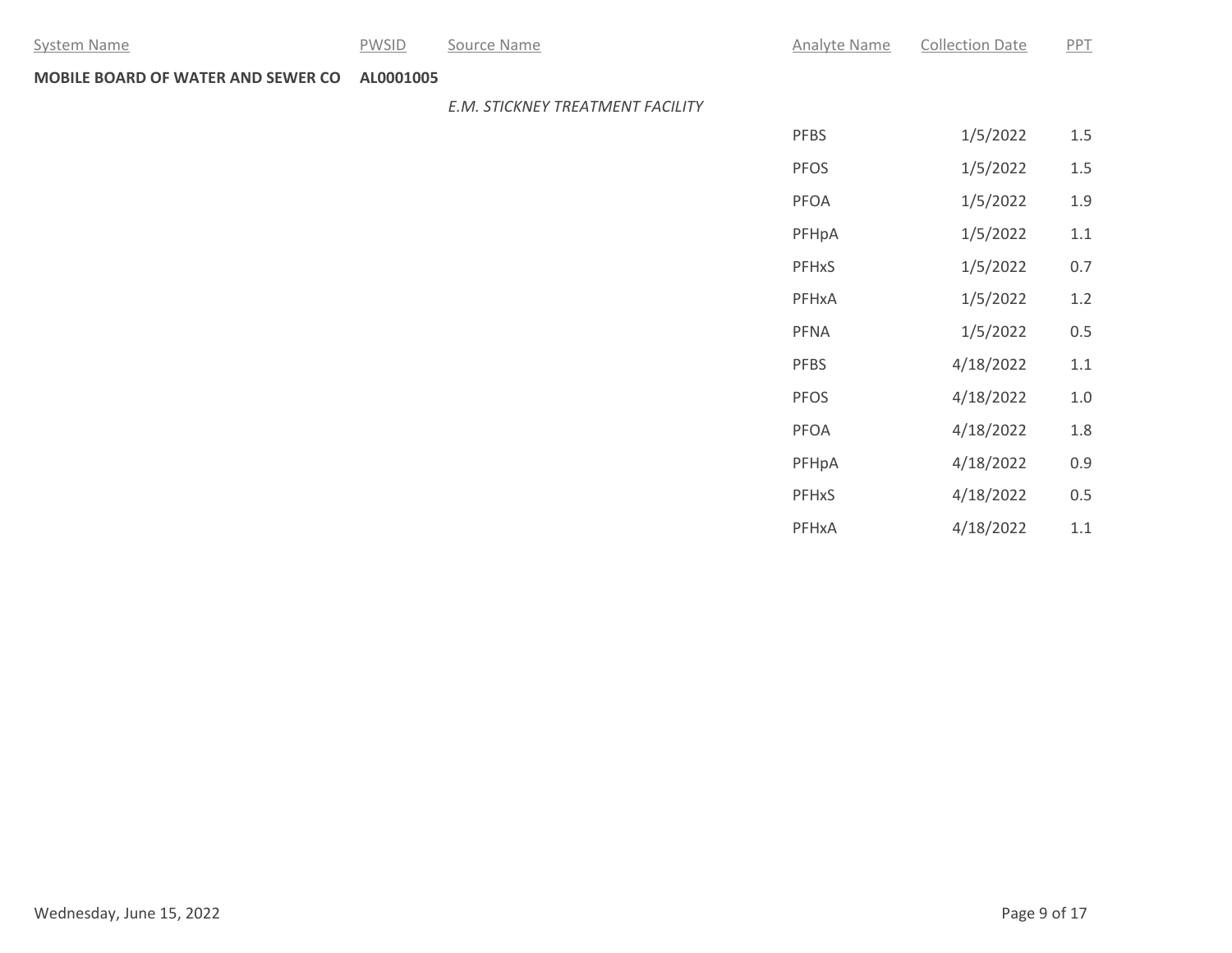| System Name | PWSID | Source Name | Analyte Name | Collection Date | PPT |
|---|---|---|---|---|---|
| **MOBILE BOARD OF WATER AND SEWER CO** | **AL0001005** | | | | |
| | | *E.M. STICKNEY TREATMENT FACILITY* | | | |
| | | | PFBS | 1/5/2022 | 1.5 |
| | | | PFOS | 1/5/2022 | 1.5 |
| | | | PFOA | 1/5/2022 | 1.9 |
| | | | PFHpA | 1/5/2022 | 1.1 |
| | | | PFHxS | 1/5/2022 | 0.7 |
| | | | PFHxA | 1/5/2022 | 1.2 |
| | | | PFNA | 1/5/2022 | 0.5 |
| | | | PFBS | 4/18/2022 | 1.1 |
| | | | PFOS | 4/18/2022 | 1.0 |
| | | | PFOA | 4/18/2022 | 1.8 |
| | | | PFHpA | 4/18/2022 | 0.9 |
| | | | PFHxS | 4/18/2022 | 0.5 |
| | | | PFHxA | 4/18/2022 | 1.1 |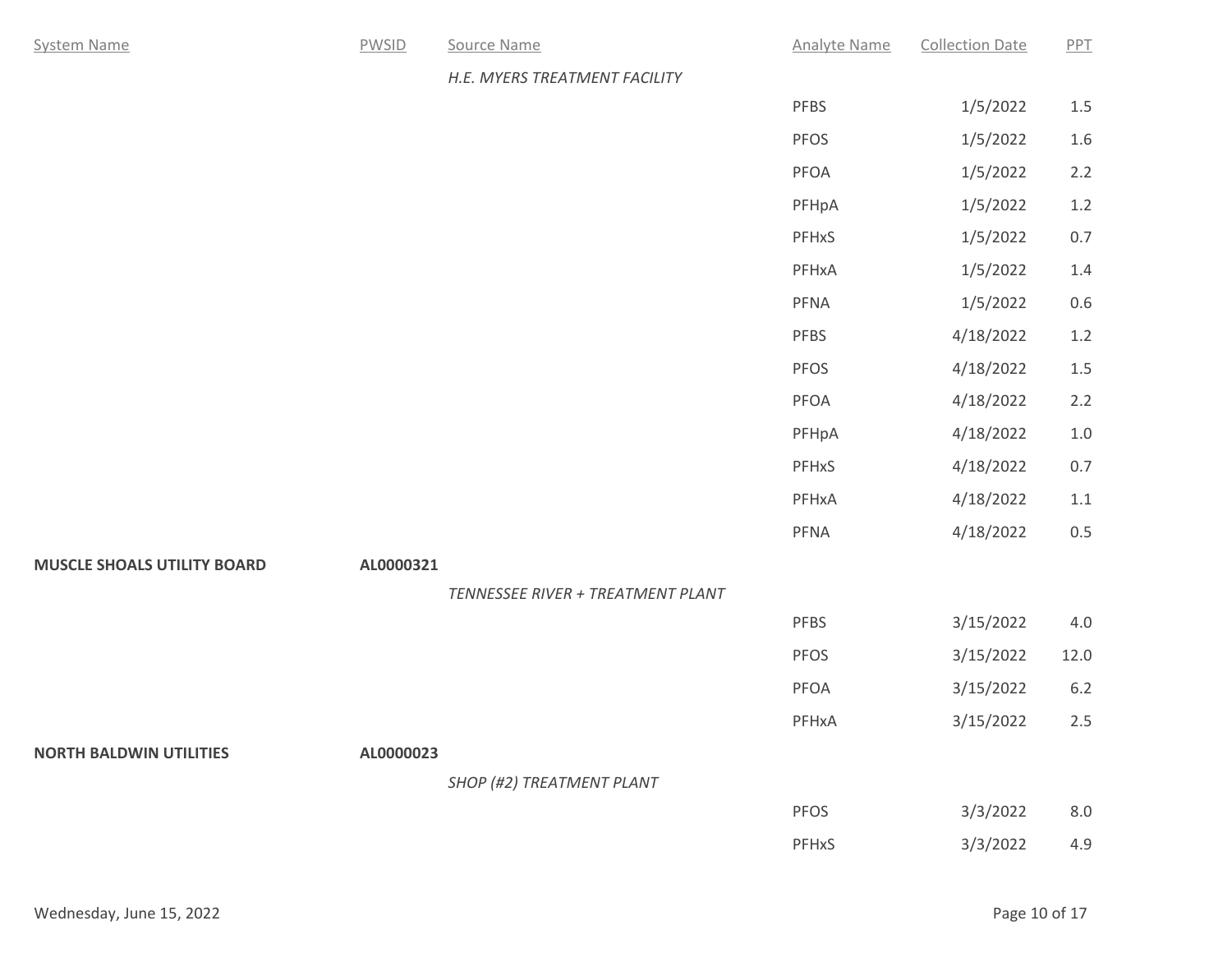| System Name | PWSID | Source Name | Analyte Name | Collection Date | PPT |
|---|---|---|---|---|---|
| | | *H.E. MYERS TREATMENT FACILITY* | | | |
| | | | PFBS | 1/5/2022 | 1.5 |
| | | | PFOS | 1/5/2022 | 1.6 |
| | | | PFOA | 1/5/2022 | 2.2 |
| | | | PFHpA | 1/5/2022 | 1.2 |
| | | | PFHxS | 1/5/2022 | 0.7 |
| | | | PFHxA | 1/5/2022 | 1.4 |
| | | | PFNA | 1/5/2022 | 0.6 |
| | | | PFBS | 4/18/2022 | 1.2 |
| | | | PFOS | 4/18/2022 | 1.5 |
| | | | PFOA | 4/18/2022 | 2.2 |
| | | | PFHpA | 4/18/2022 | 1.0 |
| | | | PFHxS | 4/18/2022 | 0.7 |
| | | | PFHxA | 4/18/2022 | 1.1 |
| | | | PFNA | 4/18/2022 | 0.5 |
| **MUSCLE SHOALS UTILITY BOARD** | **AL0000321** | | | | |
| | | *TENNESSEE RIVER + TREATMENT PLANT* | | | |
| | | | PFBS | 3/15/2022 | 4.0 |
| | | | PFOS | 3/15/2022 | 12.0 |
| | | | PFOA | 3/15/2022 | 6.2 |
| | | | PFHxA | 3/15/2022 | 2.5 |
| **NORTH BALDWIN UTILITIES** | **AL0000023** | | | | |
| | | *SHOP (#2) TREATMENT PLANT* | | | |
| | | | PFOS | 3/3/2022 | 8.0 |
| | | | PFHxS | 3/3/2022 | 4.9 |

Wednesday, June 15, 2022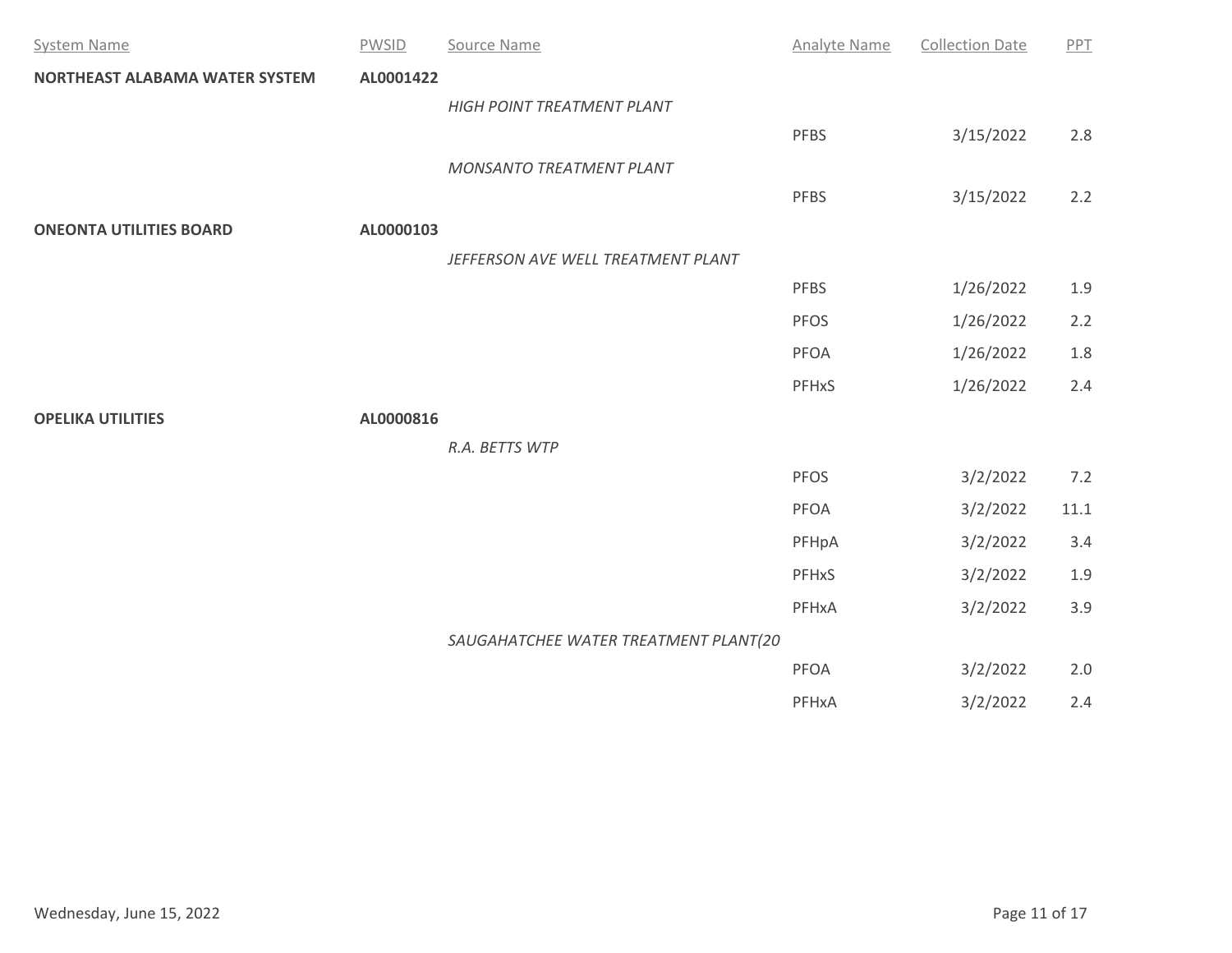| System Name | PWSID | Source Name | Analyte Name | Collection Date | PPT |
|---|---|---|---|---|---|
| **NORTHEAST ALABAMA WATER SYSTEM** | **AL0001422** | | | | |
| | | *HIGH POINT TREATMENT PLANT* | | | |
| | | | PFBS | 3/15/2022 | 2.8 |
| | | *MONSANTO TREATMENT PLANT* | | | |
| | | | PFBS | 3/15/2022 | 2.2 |
| **ONEONTA UTILITIES BOARD** | **AL0000103** | | | | |
| | | *JEFFERSON AVE WELL TREATMENT PLANT* | | | |
| | | | PFBS | 1/26/2022 | 1.9 |
| | | | PFOS | 1/26/2022 | 2.2 |
| | | | PFOA | 1/26/2022 | 1.8 |
| | | | PFHxS | 1/26/2022 | 2.4 |
| **OPELIKA UTILITIES** | **AL0000816** | | | | |
| | | *R.A. BETTS WTP* | | | |
| | | | PFOS | 3/2/2022 | 7.2 |
| | | | PFOA | 3/2/2022 | 11.1 |
| | | | PFHpA | 3/2/2022 | 3.4 |
| | | | PFHxS | 3/2/2022 | 1.9 |
| | | | PFHxA | 3/2/2022 | 3.9 |
| | | *SAUGAHATCHEE WATER TREATMENT PLANT(20* | | | |
| | | | PFOA | 3/2/2022 | 2.0 |
| | | | PFHxA | 3/2/2022 | 2.4 |

Wednesday, June 15, 2022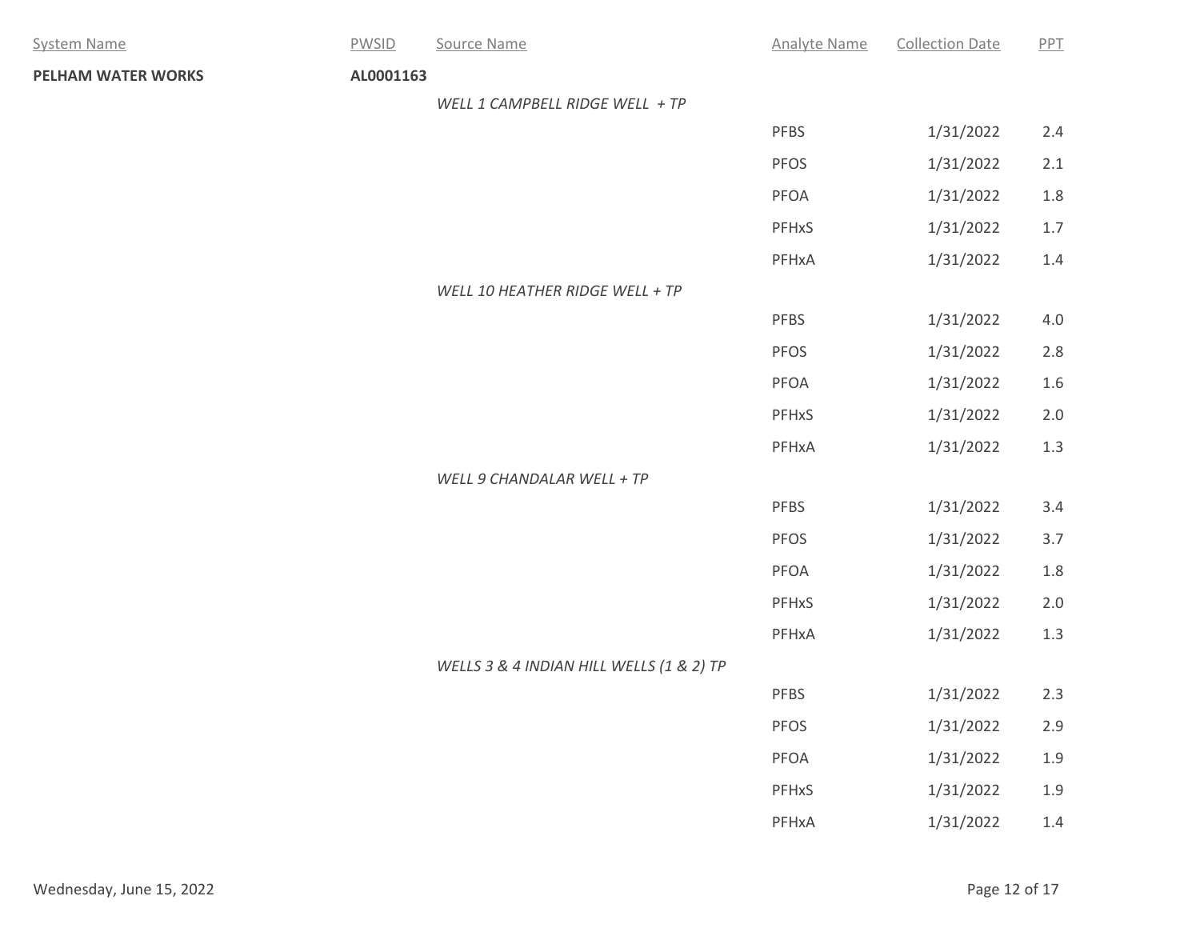| System Name | PWSID | Source Name | Analyte Name | Collection Date | PPT |
|---|---|---|---|---|---|
| **PELHAM WATER WORKS** | **AL0001163** | | | | |
| | | *WELL 1 CAMPBELL RIDGE WELL + TP* | | | |
| | | | PFBS | 1/31/2022 | 2.4 |
| | | | PFOS | 1/31/2022 | 2.1 |
| | | | PFOA | 1/31/2022 | 1.8 |
| | | | PFHxS | 1/31/2022 | 1.7 |
| | | | PFHxA | 1/31/2022 | 1.4 |
| | | *WELL 10 HEATHER RIDGE WELL + TP* | | | |
| | | | PFBS | 1/31/2022 | 4.0 |
| | | | PFOS | 1/31/2022 | 2.8 |
| | | | PFOA | 1/31/2022 | 1.6 |
| | | | PFHxS | 1/31/2022 | 2.0 |
| | | | PFHxA | 1/31/2022 | 1.3 |
| | | *WELL 9 CHANDALAR WELL + TP* | | | |
| | | | PFBS | 1/31/2022 | 3.4 |
| | | | PFOS | 1/31/2022 | 3.7 |
| | | | PFOA | 1/31/2022 | 1.8 |
| | | | PFHxS | 1/31/2022 | 2.0 |
| | | | PFHxA | 1/31/2022 | 1.3 |
| | | *WELLS 3 & 4 INDIAN HILL WELLS (1 & 2) TP* | | | |
| | | | PFBS | 1/31/2022 | 2.3 |
| | | | PFOS | 1/31/2022 | 2.9 |
| | | | PFOA | 1/31/2022 | 1.9 |
| | | | PFHxS | 1/31/2022 | 1.9 |
| | | | PFHxA | 1/31/2022 | 1.4 |

Wednesday, June 15, 2022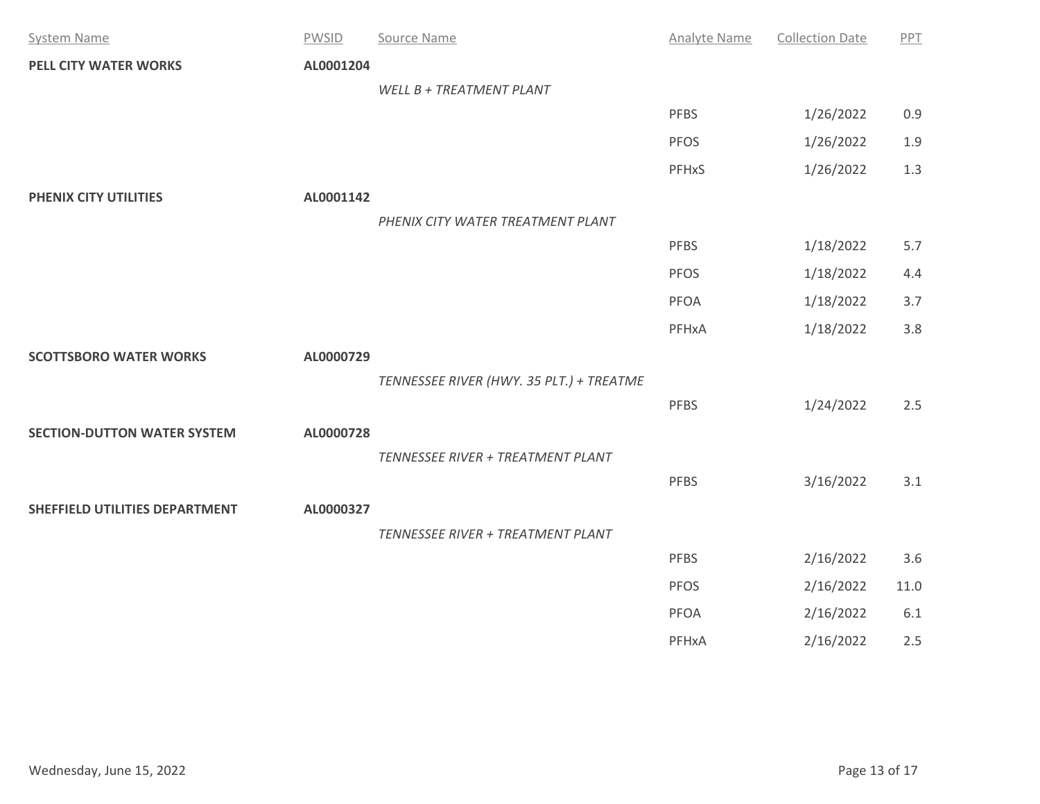| System Name | PWSID | Source Name | Analyte Name | Collection Date | PPT |
|---|---|---|---|---|---|
| **PELL CITY WATER WORKS** | **AL0001204** | | | | |
| | | *WELL B + TREATMENT PLANT* | | | |
| | | | PFBS | 1/26/2022 | 0.9 |
| | | | PFOS | 1/26/2022 | 1.9 |
| | | | PFHxS | 1/26/2022 | 1.3 |
| **PHENIX CITY UTILITIES** | **AL0001142** | | | | |
| | | *PHENIX CITY WATER TREATMENT PLANT* | | | |
| | | | PFBS | 1/18/2022 | 5.7 |
| | | | PFOS | 1/18/2022 | 4.4 |
| | | | PFOA | 1/18/2022 | 3.7 |
| | | | PFHxA | 1/18/2022 | 3.8 |
| **SCOTTSBORO WATER WORKS** | **AL0000729** | | | | |
| | | *TENNESSEE RIVER (HWY. 35 PLT.) + TREATME* | | | |
| | | | PFBS | 1/24/2022 | 2.5 |
| **SECTION-DUTTON WATER SYSTEM** | **AL0000728** | | | | |
| | | *TENNESSEE RIVER + TREATMENT PLANT* | | | |
| | | | PFBS | 3/16/2022 | 3.1 |
| **SHEFFIELD UTILITIES DEPARTMENT** | **AL0000327** | | | | |
| | | *TENNESSEE RIVER + TREATMENT PLANT* | | | |
| | | | PFBS | 2/16/2022 | 3.6 |
| | | | PFOS | 2/16/2022 | 11.0 |
| | | | PFOA | 2/16/2022 | 6.1 |
| | | | PFHxA | 2/16/2022 | 2.5 |

Wednesday, June 15, 2022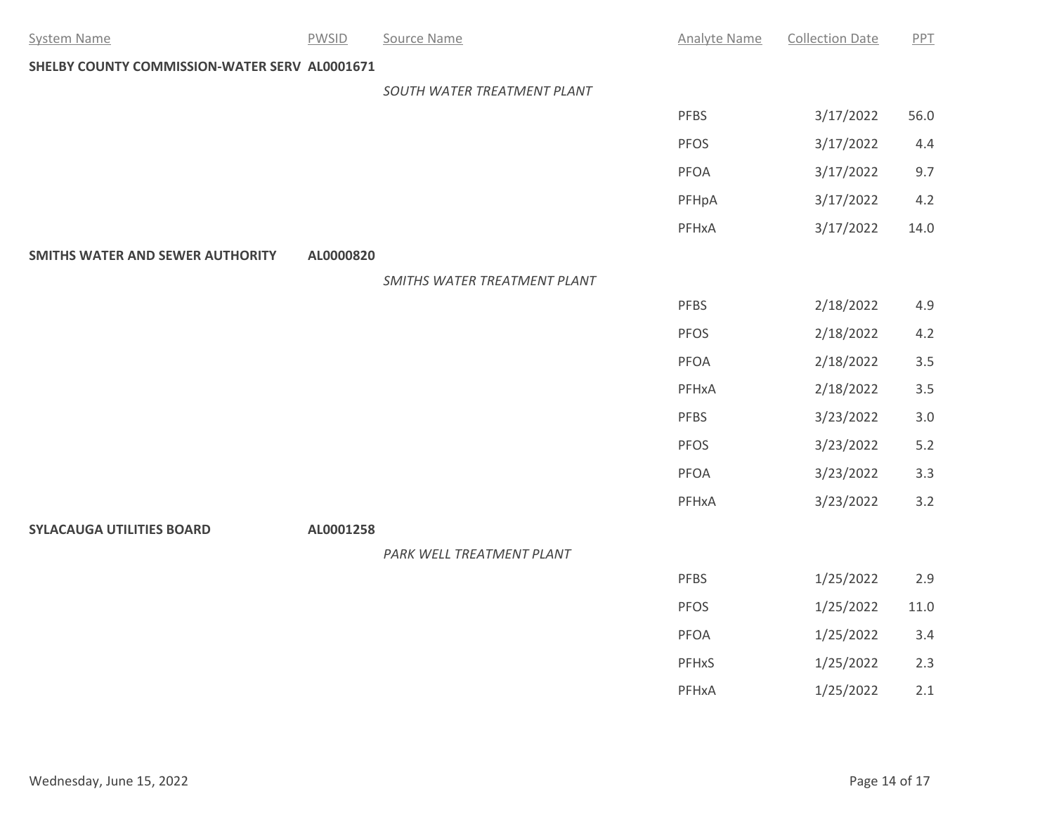| System Name | PWSID | Source Name | Analyte Name | Collection Date | PPT |
|---|---|---|---|---|---|
| **SHELBY COUNTY COMMISSION-WATER SERV** | **AL0001671** | | | | |
| | | *SOUTH WATER TREATMENT PLANT* | | | |
| | | | PFBS | 3/17/2022 | 56.0 |
| | | | PFOS | 3/17/2022 | 4.4 |
| | | | PFOA | 3/17/2022 | 9.7 |
| | | | PFHpA | 3/17/2022 | 4.2 |
| | | | PFHxA | 3/17/2022 | 14.0 |
| **SMITHS WATER AND SEWER AUTHORITY** | **AL0000820** | | | | |
| | | *SMITHS WATER TREATMENT PLANT* | | | |
| | | | PFBS | 2/18/2022 | 4.9 |
| | | | PFOS | 2/18/2022 | 4.2 |
| | | | PFOA | 2/18/2022 | 3.5 |
| | | | PFHxA | 2/18/2022 | 3.5 |
| | | | PFBS | 3/23/2022 | 3.0 |
| | | | PFOS | 3/23/2022 | 5.2 |
| | | | PFOA | 3/23/2022 | 3.3 |
| | | | PFHxA | 3/23/2022 | 3.2 |
| **SYLACAUGA UTILITIES BOARD** | **AL0001258** | | | | |
| | | *PARK WELL TREATMENT PLANT* | | | |
| | | | PFBS | 1/25/2022 | 2.9 |
| | | | PFOS | 1/25/2022 | 11.0 |
| | | | PFOA | 1/25/2022 | 3.4 |
| | | | PFHxS | 1/25/2022 | 2.3 |
| | | | PFHxA | 1/25/2022 | 2.1 |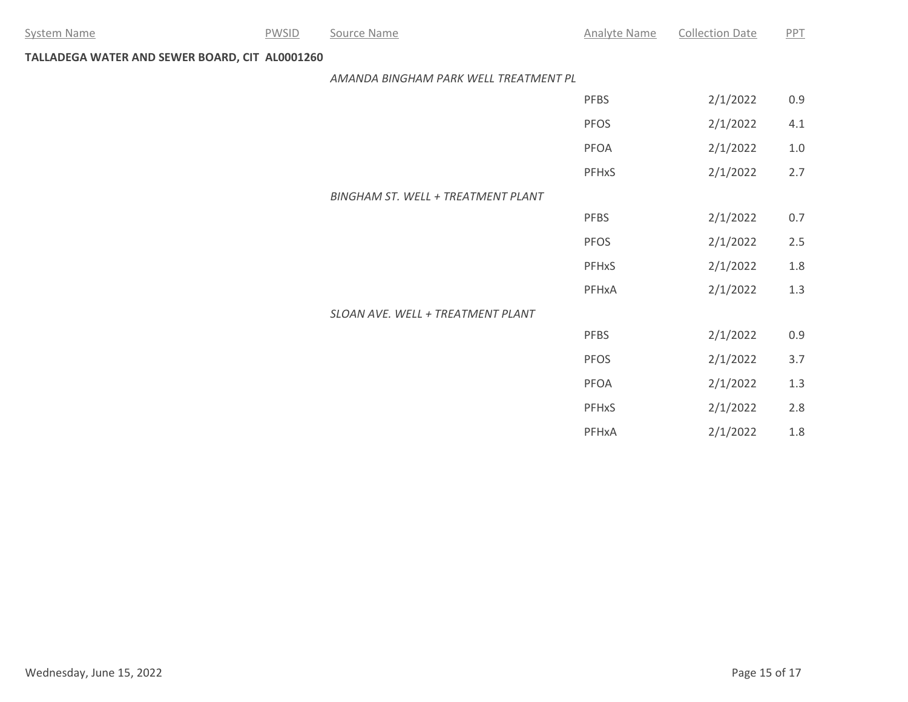| System Name | PWSID | Source Name | Analyte Name | Collection Date | PPT |
|---|---|---|---|---|---|
| **TALLADEGA WATER AND SEWER BOARD, CIT** | **AL0001260** | | | | |
| | | *AMANDA BINGHAM PARK WELL TREATMENT PL* | | | |
| | | | PFBS | 2/1/2022 | 0.9 |
| | | | PFOS | 2/1/2022 | 4.1 |
| | | | PFOA | 2/1/2022 | 1.0 |
| | | | PFHxS | 2/1/2022 | 2.7 |
| | | *BINGHAM ST. WELL + TREATMENT PLANT* | | | |
| | | | PFBS | 2/1/2022 | 0.7 |
| | | | PFOS | 2/1/2022 | 2.5 |
| | | | PFHxS | 2/1/2022 | 1.8 |
| | | | PFHxA | 2/1/2022 | 1.3 |
| | | *SLOAN AVE. WELL + TREATMENT PLANT* | | | |
| | | | PFBS | 2/1/2022 | 0.9 |
| | | | PFOS | 2/1/2022 | 3.7 |
| | | | PFOA | 2/1/2022 | 1.3 |
| | | | PFHxS | 2/1/2022 | 2.8 |
| | | | PFHxA | 2/1/2022 | 1.8 |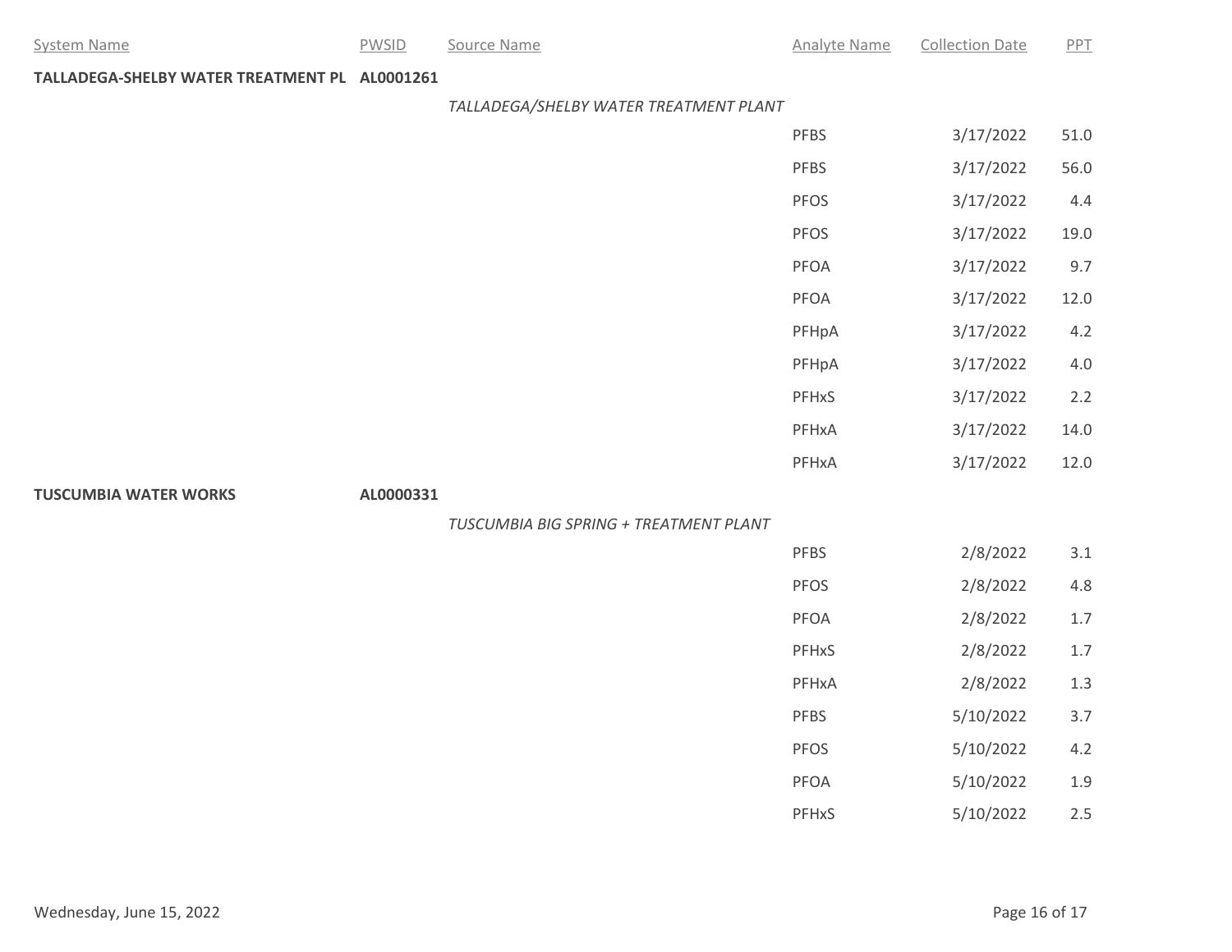| System Name | PWSID | Source Name | Analyte Name | Collection Date | PPT |
|---|---|---|---|---|---|
| **TALLADEGA-SHELBY WATER TREATMENT PL** | **AL0001261** | | | | |
| | | *TALLADEGA/SHELBY WATER TREATMENT PLANT* | | | |
| | | | PFBS | 3/17/2022 | 51.0 |
| | | | PFBS | 3/17/2022 | 56.0 |
| | | | PFOS | 3/17/2022 | 4.4 |
| | | | PFOS | 3/17/2022 | 19.0 |
| | | | PFOA | 3/17/2022 | 9.7 |
| | | | PFOA | 3/17/2022 | 12.0 |
| | | | PFHpA | 3/17/2022 | 4.2 |
| | | | PFHpA | 3/17/2022 | 4.0 |
| | | | PFHxS | 3/17/2022 | 2.2 |
| | | | PFHxA | 3/17/2022 | 14.0 |
| | | | PFHxA | 3/17/2022 | 12.0 |
| **TUSCUMBIA WATER WORKS** | **AL0000331** | | | | |
| | | *TUSCUMBIA BIG SPRING + TREATMENT PLANT* | | | |
| | | | PFBS | 2/8/2022 | 3.1 |
| | | | PFOS | 2/8/2022 | 4.8 |
| | | | PFOA | 2/8/2022 | 1.7 |
| | | | PFHxS | 2/8/2022 | 1.7 |
| | | | PFHxA | 2/8/2022 | 1.3 |
| | | | PFBS | 5/10/2022 | 3.7 |
| | | | PFOS | 5/10/2022 | 4.2 |
| | | | PFOA | 5/10/2022 | 1.9 |
| | | | PFHxS | 5/10/2022 | 2.5 |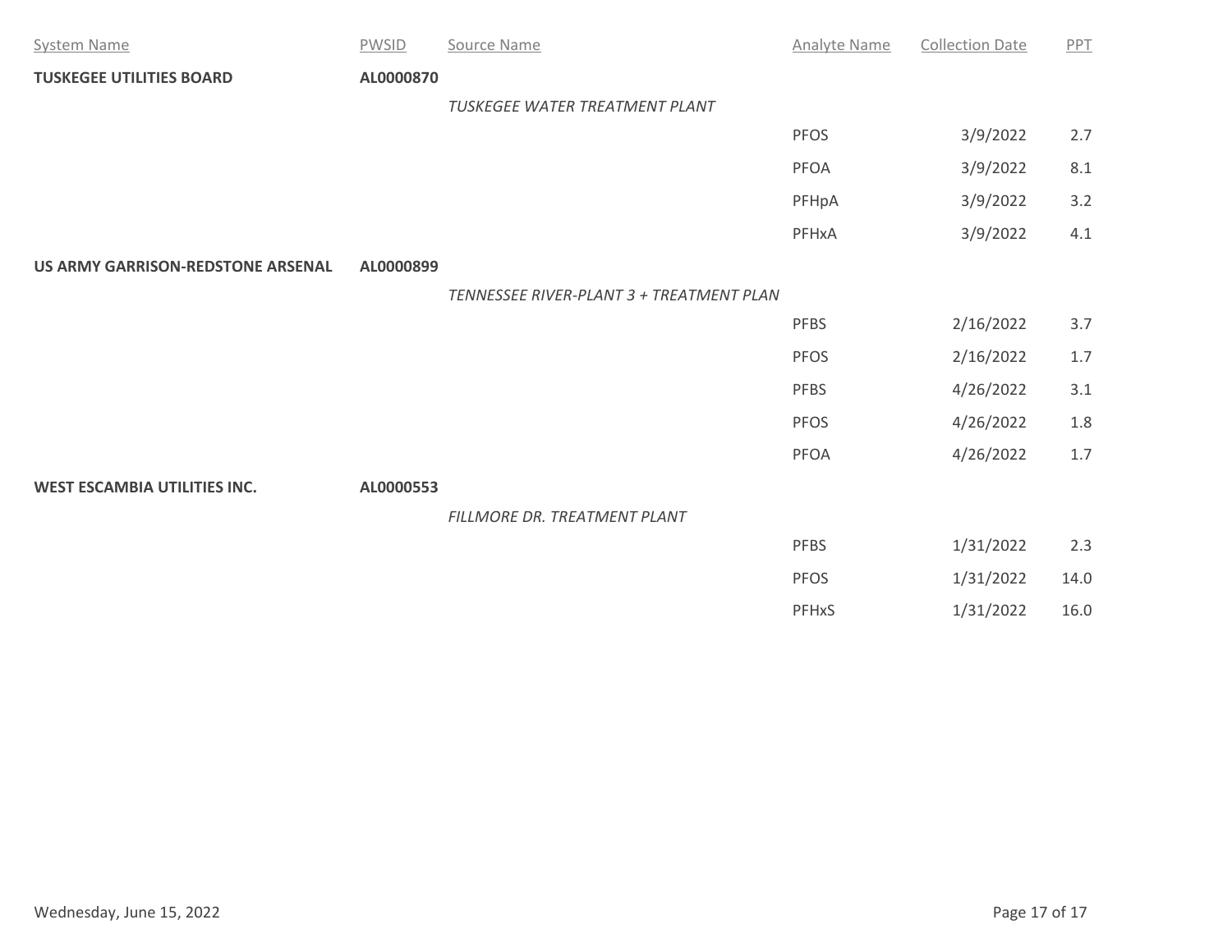| System Name | PWSID | Source Name | Analyte Name | Collection Date | PPT |
|---|---|---|---|---|---|
| **TUSKEGEE UTILITIES BOARD** | **AL0000870** | | | | |
| | | *TUSKEGEE WATER TREATMENT PLANT* | | | |
| | | | PFOS | 3/9/2022 | 2.7 |
| | | | PFOA | 3/9/2022 | 8.1 |
| | | | PFHpA | 3/9/2022 | 3.2 |
| | | | PFHxA | 3/9/2022 | 4.1 |
| **US ARMY GARRISON-REDSTONE ARSENAL** | **AL0000899** | | | | |
| | | *TENNESSEE RIVER-PLANT 3 + TREATMENT PLAN* | | | |
| | | | PFBS | 2/16/2022 | 3.7 |
| | | | PFOS | 2/16/2022 | 1.7 |
| | | | PFBS | 4/26/2022 | 3.1 |
| | | | PFOS | 4/26/2022 | 1.8 |
| | | | PFOA | 4/26/2022 | 1.7 |
| **WEST ESCAMBIA UTILITIES INC.** | **AL0000553** | | | | |
| | | *FILLMORE DR. TREATMENT PLANT* | | | |
| | | | PFBS | 1/31/2022 | 2.3 |
| | | | PFOS | 1/31/2022 | 14.0 |
| | | | PFHxS | 1/31/2022 | 16.0 |

Wednesday, June 15, 2022